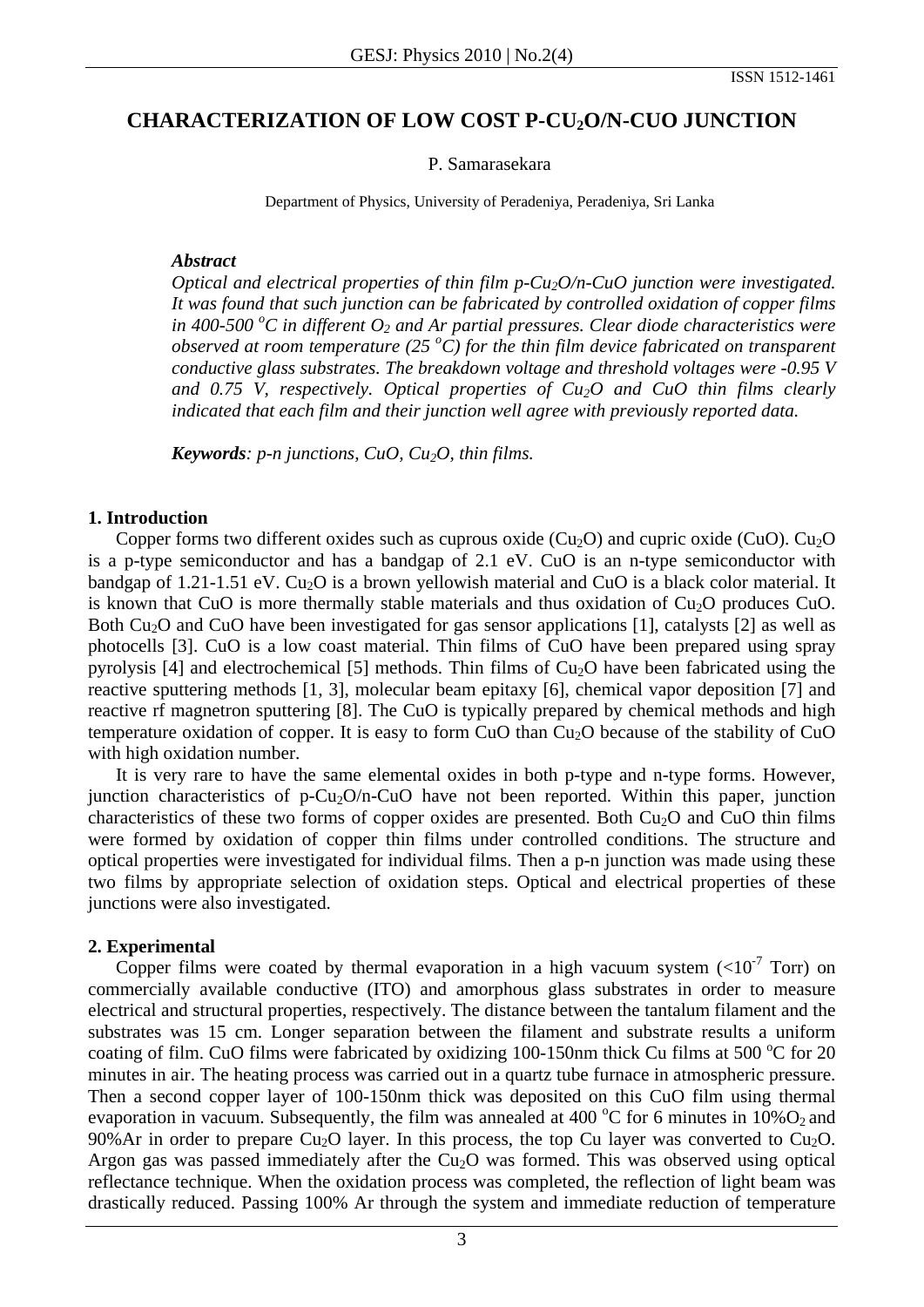# CHARACTERIZATION OF LOW COST P-$CU_2O$/N-CUO JUNCTION

P. Samarasekara

Department of Physics, University of Peradeniya, Peradeniya, Sri Lanka

***Abstract***

*Optical and electrical properties of thin film p-$Cu_2O$/n-CuO junction were investigated. It was found that such junction can be fabricated by controlled oxidation of copper films in 400-500 $^oC$ in different $O_2$ and Ar partial pressures. Clear diode characteristics were observed at room temperature (25 $^oC$) for the thin film device fabricated on transparent conductive glass substrates. The breakdown voltage and threshold voltages were -0.95 V and 0.75 V, respectively. Optical properties of $Cu_2O$ and CuO thin films clearly indicated that each film and their junction well agree with previously reported data.*

***Keywords**: p-n junctions, CuO, $Cu_2O$, thin films.*

## 1. Introduction

Copper forms two different oxides such as cuprous oxide ($Cu_2O$) and cupric oxide (CuO). $Cu_2O$ is a p-type semiconductor and has a bandgap of 2.1 eV. CuO is an n-type semiconductor with bandgap of 1.21-1.51 eV. $Cu_2O$ is a brown yellowish material and CuO is a black color material. It is known that CuO is more thermally stable materials and thus oxidation of $Cu_2O$ produces CuO. Both $Cu_2O$ and CuO have been investigated for gas sensor applications [1], catalysts [2] as well as photocells [3]. CuO is a low coast material. Thin films of CuO have been prepared using spray pyrolysis [4] and electrochemical [5] methods. Thin films of $Cu_2O$ have been fabricated using the reactive sputtering methods [1, 3], molecular beam epitaxy [6], chemical vapor deposition [7] and reactive rf magnetron sputtering [8]. The CuO is typically prepared by chemical methods and high temperature oxidation of copper. It is easy to form CuO than $Cu_2O$ because of the stability of CuO with high oxidation number.

It is very rare to have the same elemental oxides in both p-type and n-type forms. However, junction characteristics of p-$Cu_2O$/n-CuO have not been reported. Within this paper, junction characteristics of these two forms of copper oxides are presented. Both $Cu_2O$ and CuO thin films were formed by oxidation of copper thin films under controlled conditions. The structure and optical properties were investigated for individual films. Then a p-n junction was made using these two films by appropriate selection of oxidation steps. Optical and electrical properties of these junctions were also investigated.

## 2. Experimental

Copper films were coated by thermal evaporation in a high vacuum system ($<10^{-7}$ Torr) on commercially available conductive (ITO) and amorphous glass substrates in order to measure electrical and structural properties, respectively. The distance between the tantalum filament and the substrates was 15 cm. Longer separation between the filament and substrate results a uniform coating of film. CuO films were fabricated by oxidizing 100-150nm thick Cu films at 500 $^oC$ for 20 minutes in air. The heating process was carried out in a quartz tube furnace in atmospheric pressure. Then a second copper layer of 100-150nm thick was deposited on this CuO film using thermal evaporation in vacuum. Subsequently, the film was annealed at 400 $^oC$ for 6 minutes in 10%$O_2$ and 90%Ar in order to prepare $Cu_2O$ layer. In this process, the top Cu layer was converted to $Cu_2O$. Argon gas was passed immediately after the $Cu_2O$ was formed. This was observed using optical reflectance technique. When the oxidation process was completed, the reflection of light beam was drastically reduced. Passing 100% Ar through the system and immediate reduction of temperature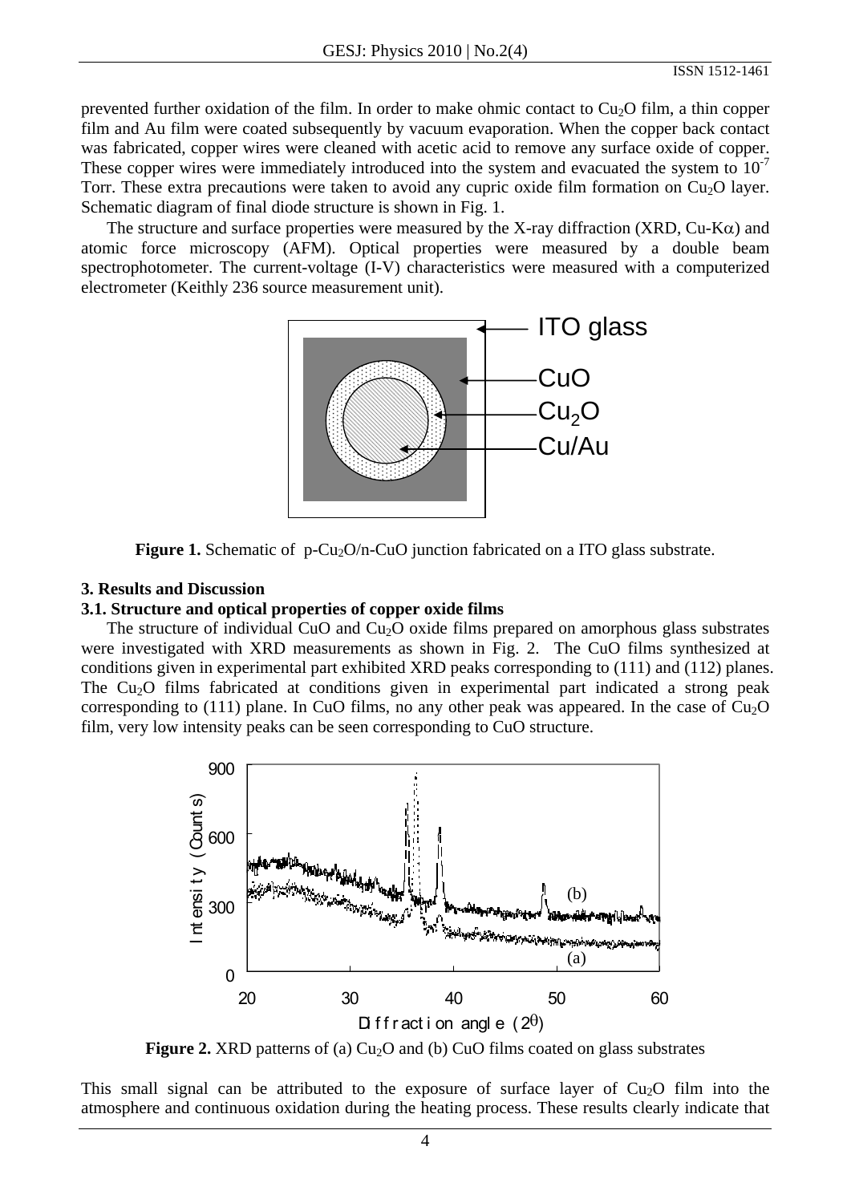prevented further oxidation of the film. In order to make ohmic contact to $Cu_2O$ film, a thin copper film and Au film were coated subsequently by vacuum evaporation. When the copper back contact was fabricated, copper wires were cleaned with acetic acid to remove any surface oxide of copper. These copper wires were immediately introduced into the system and evacuated the system to $10^{-7}$ Torr. These extra precautions were taken to avoid any cupric oxide film formation on $Cu_2O$ layer. Schematic diagram of final diode structure is shown in Fig. 1.

The structure and surface properties were measured by the X-ray diffraction (XRD, Cu-K$\alpha$) and atomic force microscopy (AFM). Optical properties were measured by a double beam spectrophotometer. The current-voltage (I-V) characteristics were measured with a computerized electrometer (Keithly 236 source measurement unit).

**Figure 1.** Schematic of p-$Cu_2O$/n-CuO junction fabricated on a ITO glass substrate.

### 3. Results and Discussion

### 3.1. Structure and optical properties of copper oxide films

The structure of individual CuO and $Cu_2O$ oxide films prepared on amorphous glass substrates were investigated with XRD measurements as shown in Fig. 2. The CuO films synthesized at conditions given in experimental part exhibited XRD peaks corresponding to (111) and (112) planes. The $Cu_2O$ films fabricated at conditions given in experimental part indicated a strong peak corresponding to (111) plane. In CuO films, no any other peak was appeared. In the case of $Cu_2O$ film, very low intensity peaks can be seen corresponding to CuO structure.

**Figure 2.** XRD patterns of (a) $Cu_2O$ and (b) CuO films coated on glass substrates

This small signal can be attributed to the exposure of surface layer of $Cu_2O$ film into the atmosphere and continuous oxidation during the heating process. These results clearly indicate that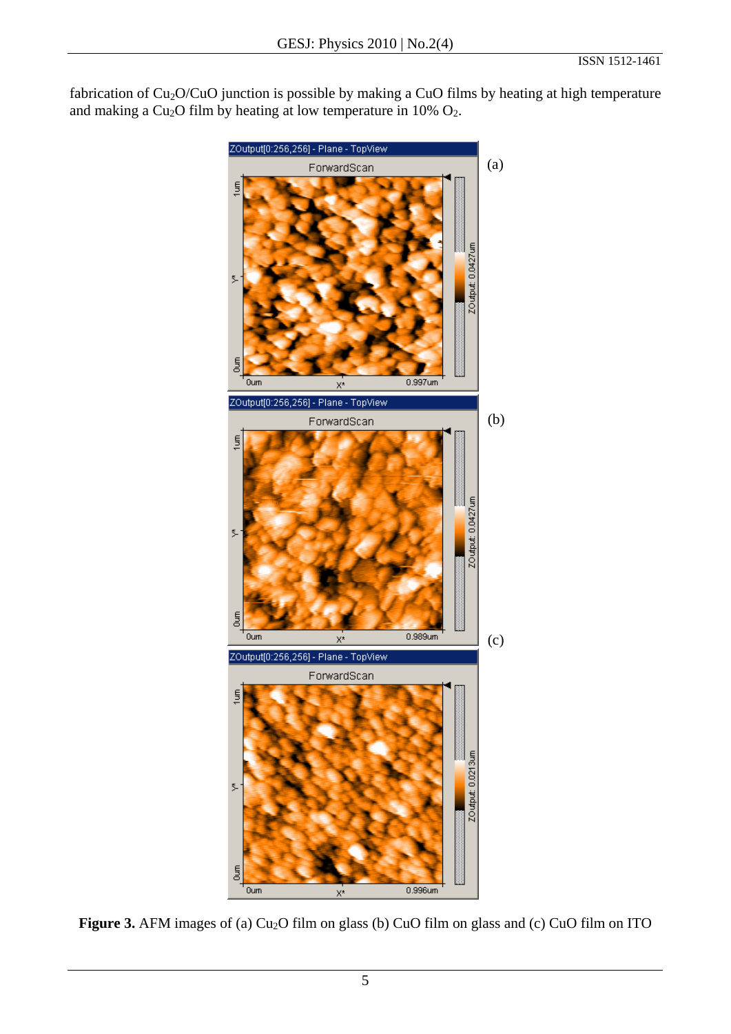fabrication of $Cu_2O$/CuO junction is possible by making a CuO films by heating at high temperature and making a $Cu_2O$ film by heating at low temperature in 10% $O_2$.

**Figure 3.** AFM images of (a) $Cu_2O$ film on glass (b) CuO film on glass and (c) CuO film on ITO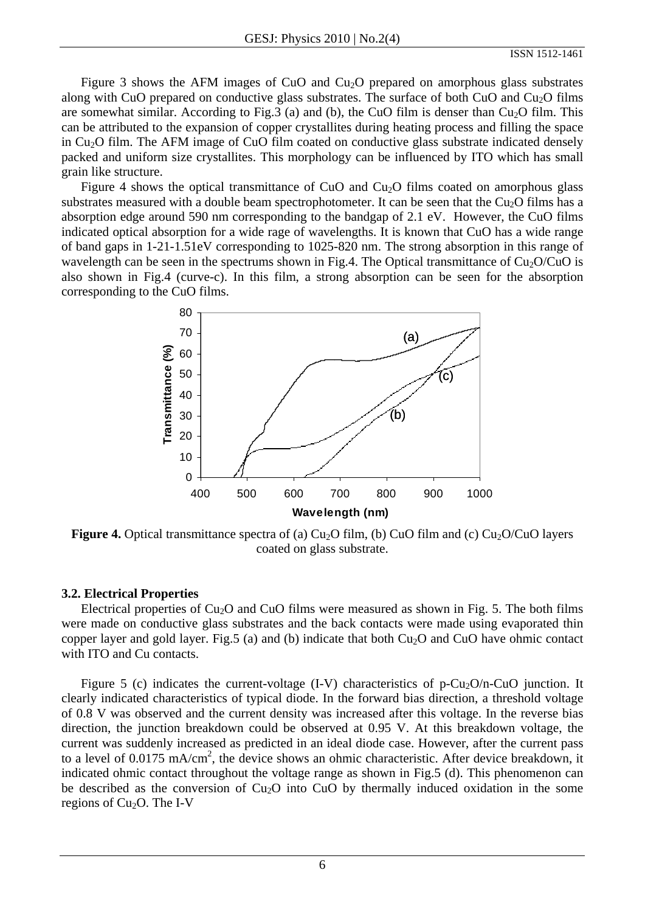Figure 3 shows the AFM images of CuO and $Cu_2O$ prepared on amorphous glass substrates along with CuO prepared on conductive glass substrates. The surface of both CuO and $Cu_2O$ films are somewhat similar. According to Fig.3 (a) and (b), the CuO film is denser than $Cu_2O$ film. This can be attributed to the expansion of copper crystallites during heating process and filling the space in $Cu_2O$ film. The AFM image of CuO film coated on conductive glass substrate indicated densely packed and uniform size crystallites. This morphology can be influenced by ITO which has small grain like structure.

Figure 4 shows the optical transmittance of CuO and $Cu_2O$ films coated on amorphous glass substrates measured with a double beam spectrophotometer. It can be seen that the $Cu_2O$ films has a absorption edge around 590 nm corresponding to the bandgap of 2.1 eV. However, the CuO films indicated optical absorption for a wide rage of wavelengths. It is known that CuO has a wide range of band gaps in 1-21-1.51eV corresponding to 1025-820 nm. The strong absorption in this range of wavelength can be seen in the spectrums shown in Fig.4. The Optical transmittance of $Cu_2O$/CuO is also shown in Fig.4 (curve-c). In this film, a strong absorption can be seen for the absorption corresponding to the CuO films.

**Figure 4.** Optical transmittance spectra of (a) $Cu_2O$ film, (b) CuO film and (c) $Cu_2O$/CuO layers coated on glass substrate.

### 3.2. Electrical Properties

Electrical properties of $Cu_2O$ and CuO films were measured as shown in Fig. 5. The both films were made on conductive glass substrates and the back contacts were made using evaporated thin copper layer and gold layer. Fig.5 (a) and (b) indicate that both $Cu_2O$ and CuO have ohmic contact with ITO and Cu contacts.

Figure 5 (c) indicates the current-voltage (I-V) characteristics of p-$Cu_2O$/n-CuO junction. It clearly indicated characteristics of typical diode. In the forward bias direction, a threshold voltage of 0.8 V was observed and the current density was increased after this voltage. In the reverse bias direction, the junction breakdown could be observed at 0.95 V. At this breakdown voltage, the current was suddenly increased as predicted in an ideal diode case. However, after the current pass to a level of 0.0175 $mA/cm^2$, the device shows an ohmic characteristic. After device breakdown, it indicated ohmic contact throughout the voltage range as shown in Fig.5 (d). This phenomenon can be described as the conversion of $Cu_2O$ into CuO by thermally induced oxidation in the some regions of $Cu_2O$. The I-V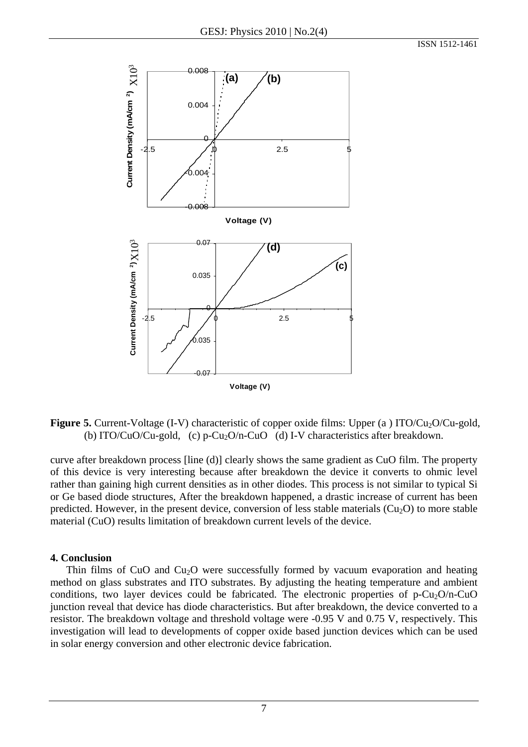**Figure 5.** Current-Voltage (I-V) characteristic of copper oxide films: Upper (a ) ITO/$Cu_2O$/Cu-gold, (b) ITO/CuO/Cu-gold, (c) p-$Cu_2O$/n-CuO (d) I-V characteristics after breakdown.

curve after breakdown process [line (d)] clearly shows the same gradient as CuO film. The property of this device is very interesting because after breakdown the device it converts to ohmic level rather than gaining high current densities as in other diodes. This process is not similar to typical Si or Ge based diode structures, After the breakdown happened, a drastic increase of current has been predicted. However, in the present device, conversion of less stable materials ($Cu_2O$) to more stable material (CuO) results limitation of breakdown current levels of the device.

### 4. Conclusion

Thin films of CuO and $Cu_2O$ were successfully formed by vacuum evaporation and heating method on glass substrates and ITO substrates. By adjusting the heating temperature and ambient conditions, two layer devices could be fabricated. The electronic properties of p-$Cu_2O$/n-CuO junction reveal that device has diode characteristics. But after breakdown, the device converted to a resistor. The breakdown voltage and threshold voltage were -0.95 V and 0.75 V, respectively. This investigation will lead to developments of copper oxide based junction devices which can be used in solar energy conversion and other electronic device fabrication.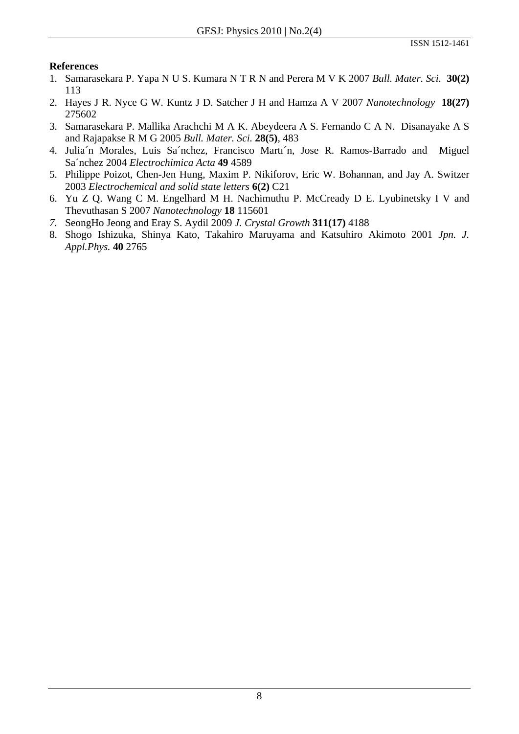**References**

1. Samarasekara P. Yapa N U S. Kumara N T R N and Perera M V K 2007 *Bull. Mater. Sci.* **30(2)** 113
2. Hayes J R. Nyce G W. Kuntz J D. Satcher J H and Hamza A V 2007 *Nanotechnology* **18(27)** 275602
3. Samarasekara P. Mallika Arachchi M A K. Abeydeera A S. Fernando C A N. Disanayake A S and Rajapakse R M G 2005 *Bull. Mater. Sci.* **28(5)**, 483
4. Julia´n Morales, Luis Sa´nchez, Francisco Martı´n, Jose R. Ramos-Barrado and Miguel Sa´nchez 2004 *Electrochimica Acta* **49** 4589
5. Philippe Poizot, Chen-Jen Hung, Maxim P. Nikiforov, Eric W. Bohannan, and Jay A. Switzer 2003 *Electrochemical and solid state letters* **6(2)** C21
6. Yu Z Q. Wang C M. Engelhard M H. Nachimuthu P. McCready D E. Lyubinetsky I V and Thevuthasan S 2007 *Nanotechnology* **18** 115601
7. SeongHo Jeong and Eray S. Aydil 2009 *J. Crystal Growth* **311(17)** 4188
8. Shogo Ishizuka, Shinya Kato, Takahiro Maruyama and Katsuhiro Akimoto 2001 *Jpn. J. Appl.Phys.* **40** 2765